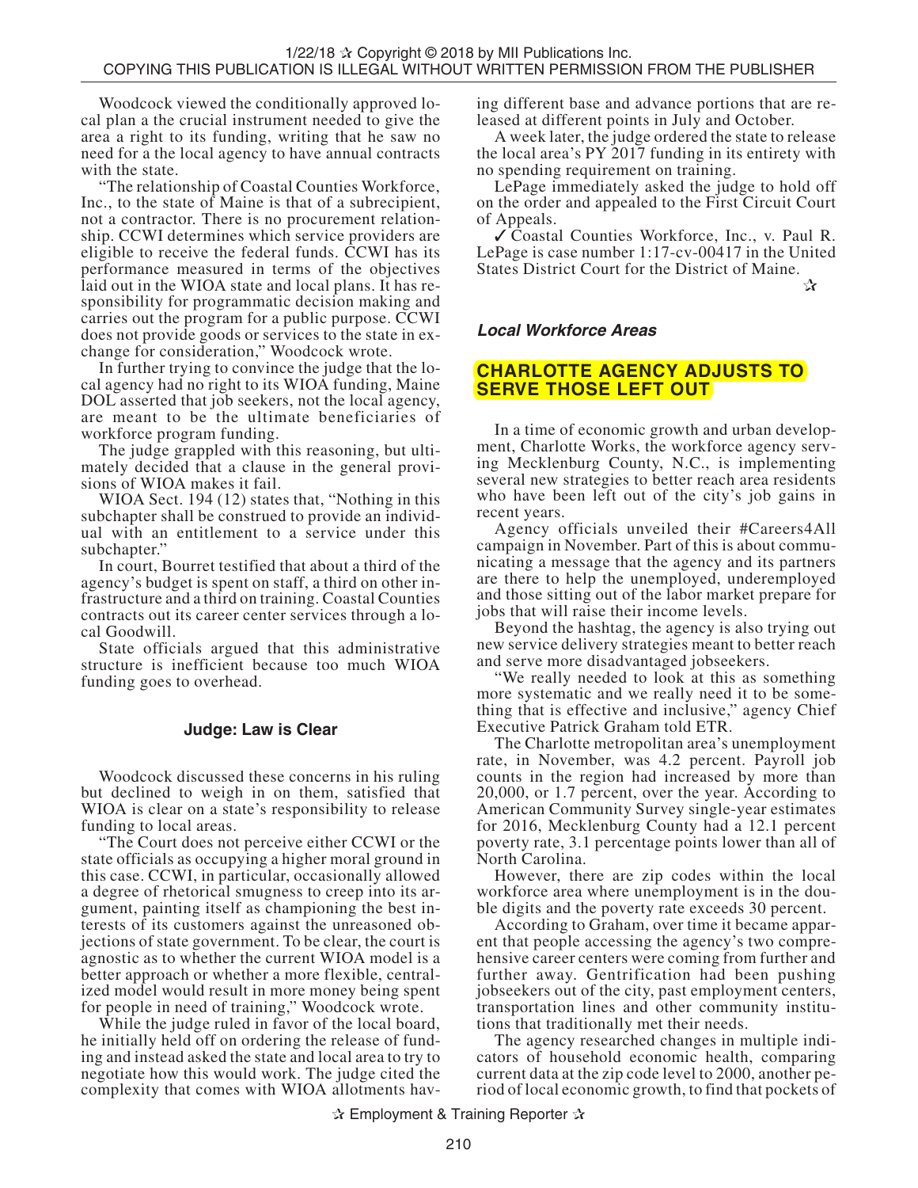Woodcock viewed the conditionally approved local plan a the crucial instrument needed to give the area a right to its funding, writing that he saw no need for a the local agency to have annual contracts with the state.

"The relationship of Coastal Counties Workforce, Inc., to the state of Maine is that of a subrecipient, not a contractor. There is no procurement relationship. CCWI determines which service providers are eligible to receive the federal funds. CCWI has its performance measured in terms of the objectives laid out in the WIOA state and local plans. It has responsibility for programmatic decision making and carries out the program for a public purpose. CCWI does not provide goods or services to the state in exchange for consideration," Woodcock wrote.

In further trying to convince the judge that the local agency had no right to its WIOA funding, Maine DOL asserted that job seekers, not the local agency, are meant to be the ultimate beneficiaries of workforce program funding.

The judge grappled with this reasoning, but ultimately decided that a clause in the general provisions of WIOA makes it fail.

WIOA Sect. 194 (12) states that, "Nothing in this subchapter shall be construed to provide an individual with an entitlement to a service under this subchapter."

In court, Bourret testified that about a third of the agency's budget is spent on staff, a third on other infrastructure and a third on training. Coastal Counties contracts out its career center services through a local Goodwill.

State officials argued that this administrative structure is inefficient because too much WIOA funding goes to overhead.

### Judge: Law is Clear

Woodcock discussed these concerns in his ruling but declined to weigh in on them, satisfied that WIOA is clear on a state's responsibility to release funding to local areas.

"The Court does not perceive either CCWI or the state officials as occupying a higher moral ground in this case. CCWI, in particular, occasionally allowed a degree of rhetorical smugness to creep into its argument, painting itself as championing the best interests of its customers against the unreasoned objections of state government. To be clear, the court is agnostic as to whether the current WIOA model is a better approach or whether a more flexible, centralized model would result in more money being spent for people in need of training," Woodcock wrote.

While the judge ruled in favor of the local board, he initially held off on ordering the release of funding and instead asked the state and local area to try to negotiate how this would work. The judge cited the complexity that comes with WIOA allotments having different base and advance portions that are released at different points in July and October.

A week later, the judge ordered the state to release the local area's PY 2017 funding in its entirety with no spending requirement on training.

LePage immediately asked the judge to hold off on the order and appealed to the First Circuit Court of Appeals.

✓ Coastal Counties Workforce, Inc., v. Paul R. LePage is case number 1:17-cv-00417 in the United States District Court for the District of Maine.

✰

***Local Workforce Areas***

## CHARLOTTE AGENCY ADJUSTS TO SERVE THOSE LEFT OUT

In a time of economic growth and urban development, Charlotte Works, the workforce agency serving Mecklenburg County, N.C., is implementing several new strategies to better reach area residents who have been left out of the city's job gains in recent years.

Agency officials unveiled their #Careers4All campaign in November. Part of this is about communicating a message that the agency and its partners are there to help the unemployed, underemployed and those sitting out of the labor market prepare for jobs that will raise their income levels.

Beyond the hashtag, the agency is also trying out new service delivery strategies meant to better reach and serve more disadvantaged jobseekers.

"We really needed to look at this as something more systematic and we really need it to be something that is effective and inclusive," agency Chief Executive Patrick Graham told ETR.

The Charlotte metropolitan area's unemployment rate, in November, was 4.2 percent. Payroll job counts in the region had increased by more than 20,000, or 1.7 percent, over the year. According to American Community Survey single-year estimates for 2016, Mecklenburg County had a 12.1 percent poverty rate, 3.1 percentage points lower than all of North Carolina.

However, there are zip codes within the local workforce area where unemployment is in the double digits and the poverty rate exceeds 30 percent.

According to Graham, over time it became apparent that people accessing the agency's two comprehensive career centers were coming from further and further away. Gentrification had been pushing jobseekers out of the city, past employment centers, transportation lines and other community institutions that traditionally met their needs.

The agency researched changes in multiple indicators of household economic health, comparing current data at the zip code level to 2000, another period of local economic growth, to find that pockets of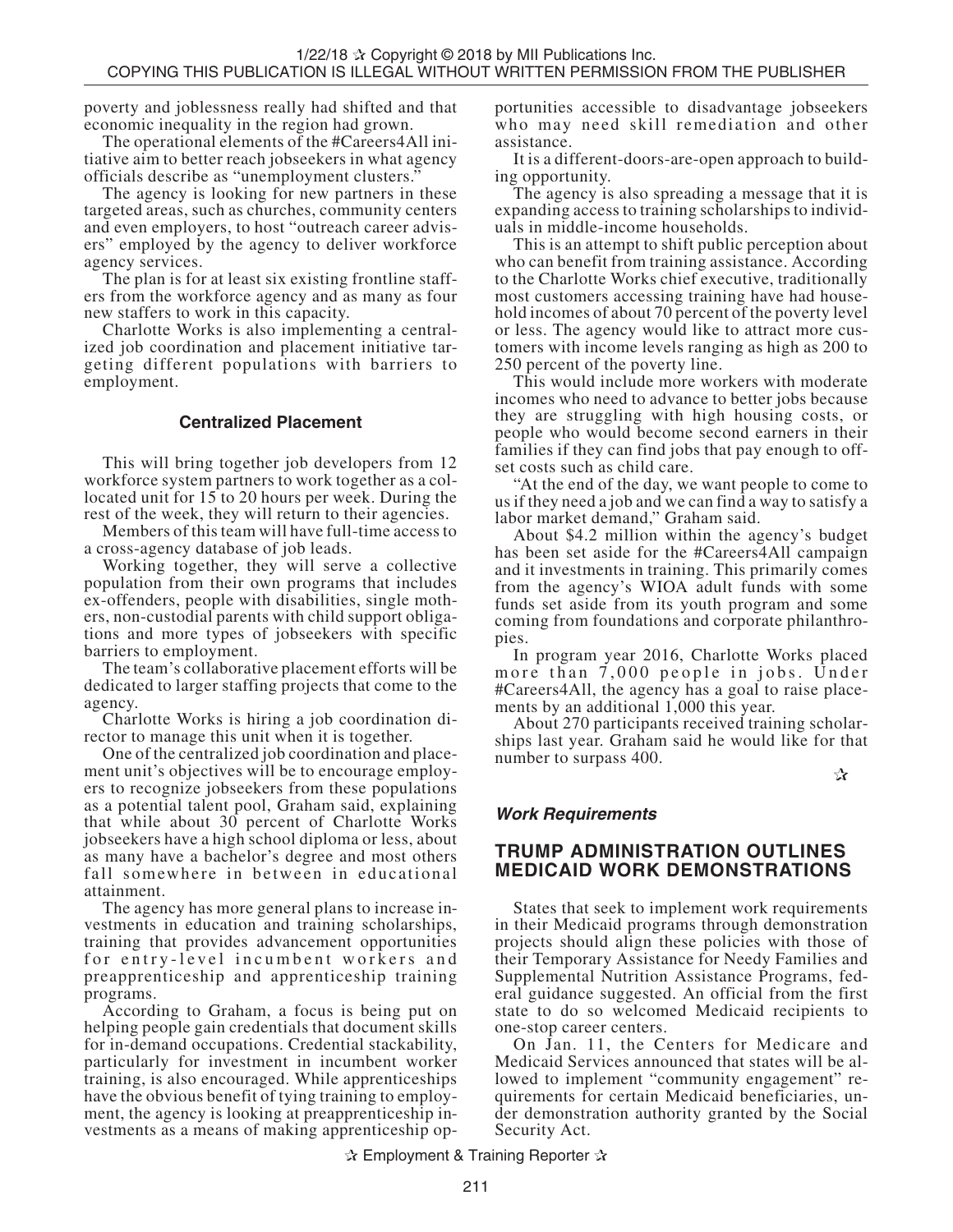poverty and joblessness really had shifted and that economic inequality in the region had grown.

The operational elements of the #Careers4All initiative aim to better reach jobseekers in what agency officials describe as "unemployment clusters."

The agency is looking for new partners in these targeted areas, such as churches, community centers and even employers, to host "outreach career advisers" employed by the agency to deliver workforce agency services.

The plan is for at least six existing frontline staffers from the workforce agency and as many as four new staffers to work in this capacity.

Charlotte Works is also implementing a centralized job coordination and placement initiative targeting different populations with barriers to employment.

### Centralized Placement

This will bring together job developers from 12 workforce system partners to work together as a colocated unit for 15 to 20 hours per week. During the rest of the week, they will return to their agencies.

Members of this team will have full-time access to a cross-agency database of job leads.

Working together, they will serve a collective population from their own programs that includes ex-offenders, people with disabilities, single mothers, non-custodial parents with child support obligations and more types of jobseekers with specific barriers to employment.

The team's collaborative placement efforts will be dedicated to larger staffing projects that come to the agency.

Charlotte Works is hiring a job coordination director to manage this unit when it is together.

One of the centralized job coordination and placement unit's objectives will be to encourage employers to recognize jobseekers from these populations as a potential talent pool, Graham said, explaining that while about 30 percent of Charlotte Works jobseekers have a high school diploma or less, about as many have a bachelor's degree and most others fall somewhere in between in educational attainment.

The agency has more general plans to increase investments in education and training scholarships, training that provides advancement opportunities for entry-level incumbent workers and preapprenticeship and apprenticeship training programs.

According to Graham, a focus is being put on helping people gain credentials that document skills for in-demand occupations. Credential stackability, particularly for investment in incumbent worker training, is also encouraged. While apprenticeships have the obvious benefit of tying training to employment, the agency is looking at preapprenticeship investments as a means of making apprenticeship opportunities accessible to disadvantage jobseekers who may need skill remediation and other assistance.

It is a different-doors-are-open approach to building opportunity.

The agency is also spreading a message that it is expanding access to training scholarships to individuals in middle-income households.

This is an attempt to shift public perception about who can benefit from training assistance. According to the Charlotte Works chief executive, traditionally most customers accessing training have had household incomes of about 70 percent of the poverty level or less. The agency would like to attract more customers with income levels ranging as high as 200 to 250 percent of the poverty line.

This would include more workers with moderate incomes who need to advance to better jobs because they are struggling with high housing costs, or people who would become second earners in their families if they can find jobs that pay enough to offset costs such as child care.

"At the end of the day, we want people to come to us if they need a job and we can find a way to satisfy a labor market demand," Graham said.

About $4.2 million within the agency's budget has been set aside for the #Careers4All campaign and it investments in training. This primarily comes from the agency's WIOA adult funds with some funds set aside from its youth program and some coming from foundations and corporate philanthropies.

In program year 2016, Charlotte Works placed more than 7,000 people in jobs. Under #Careers4All, the agency has a goal to raise placements by an additional 1,000 this year.

About 270 participants received training scholarships last year. Graham said he would like for that number to surpass 400.

✰

*Work Requirements*

## TRUMP ADMINISTRATION OUTLINES MEDICAID WORK DEMONSTRATIONS

States that seek to implement work requirements in their Medicaid programs through demonstration projects should align these policies with those of their Temporary Assistance for Needy Families and Supplemental Nutrition Assistance Programs, federal guidance suggested. An official from the first state to do so welcomed Medicaid recipients to one-stop career centers.

On Jan. 11, the Centers for Medicare and Medicaid Services announced that states will be allowed to implement "community engagement" requirements for certain Medicaid beneficiaries, under demonstration authority granted by the Social Security Act.